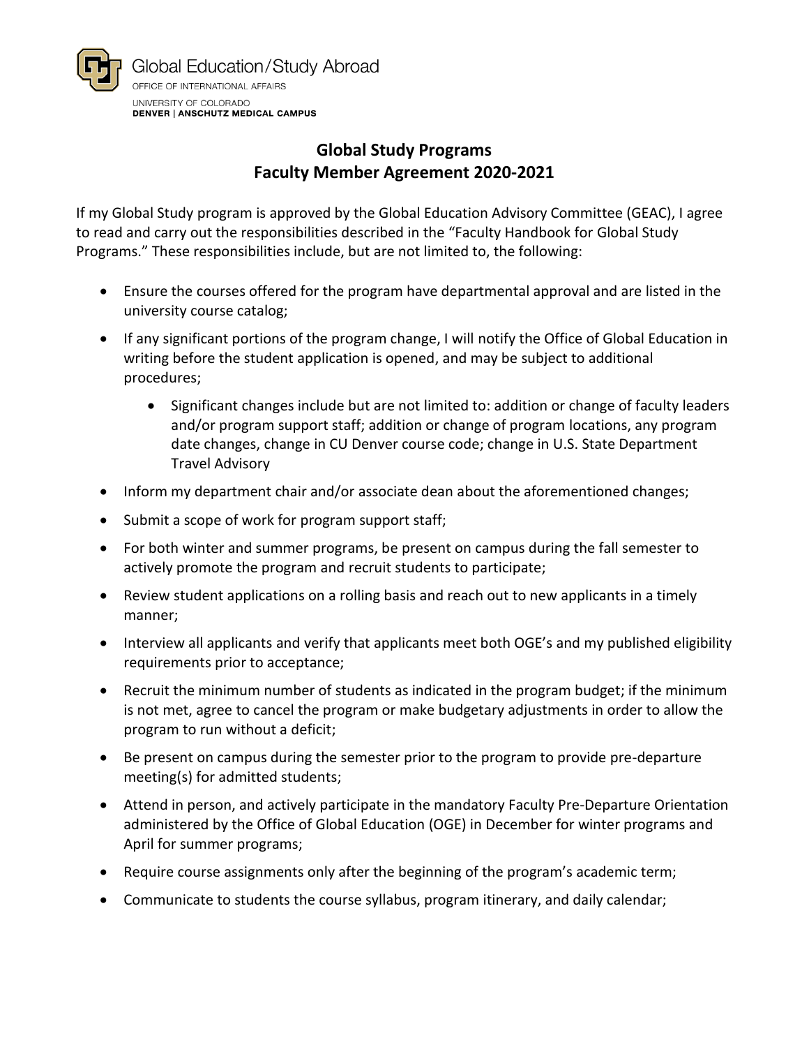Global Education/Study Abroad

OFFICE OF INTERNATIONAL AFFAIRS

UNIVERSITY OF COLORADO
**DENVER | ANSCHUTZ MEDICAL CAMPUS**

# Global Study Programs
# Faculty Member Agreement 2020-2021

If my Global Study program is approved by the Global Education Advisory Committee (GEAC), I agree to read and carry out the responsibilities described in the "Faculty Handbook for Global Study Programs." These responsibilities include, but are not limited to, the following:

- Ensure the courses offered for the program have departmental approval and are listed in the university course catalog;
- If any significant portions of the program change, I will notify the Office of Global Education in writing before the student application is opened, and may be subject to additional procedures;
  - Significant changes include but are not limited to: addition or change of faculty leaders and/or program support staff; addition or change of program locations, any program date changes, change in CU Denver course code; change in U.S. State Department Travel Advisory
- Inform my department chair and/or associate dean about the aforementioned changes;
- Submit a scope of work for program support staff;
- For both winter and summer programs, be present on campus during the fall semester to actively promote the program and recruit students to participate;
- Review student applications on a rolling basis and reach out to new applicants in a timely manner;
- Interview all applicants and verify that applicants meet both OGE's and my published eligibility requirements prior to acceptance;
- Recruit the minimum number of students as indicated in the program budget; if the minimum is not met, agree to cancel the program or make budgetary adjustments in order to allow the program to run without a deficit;
- Be present on campus during the semester prior to the program to provide pre-departure meeting(s) for admitted students;
- Attend in person, and actively participate in the mandatory Faculty Pre-Departure Orientation administered by the Office of Global Education (OGE) in December for winter programs and April for summer programs;
- Require course assignments only after the beginning of the program's academic term;
- Communicate to students the course syllabus, program itinerary, and daily calendar;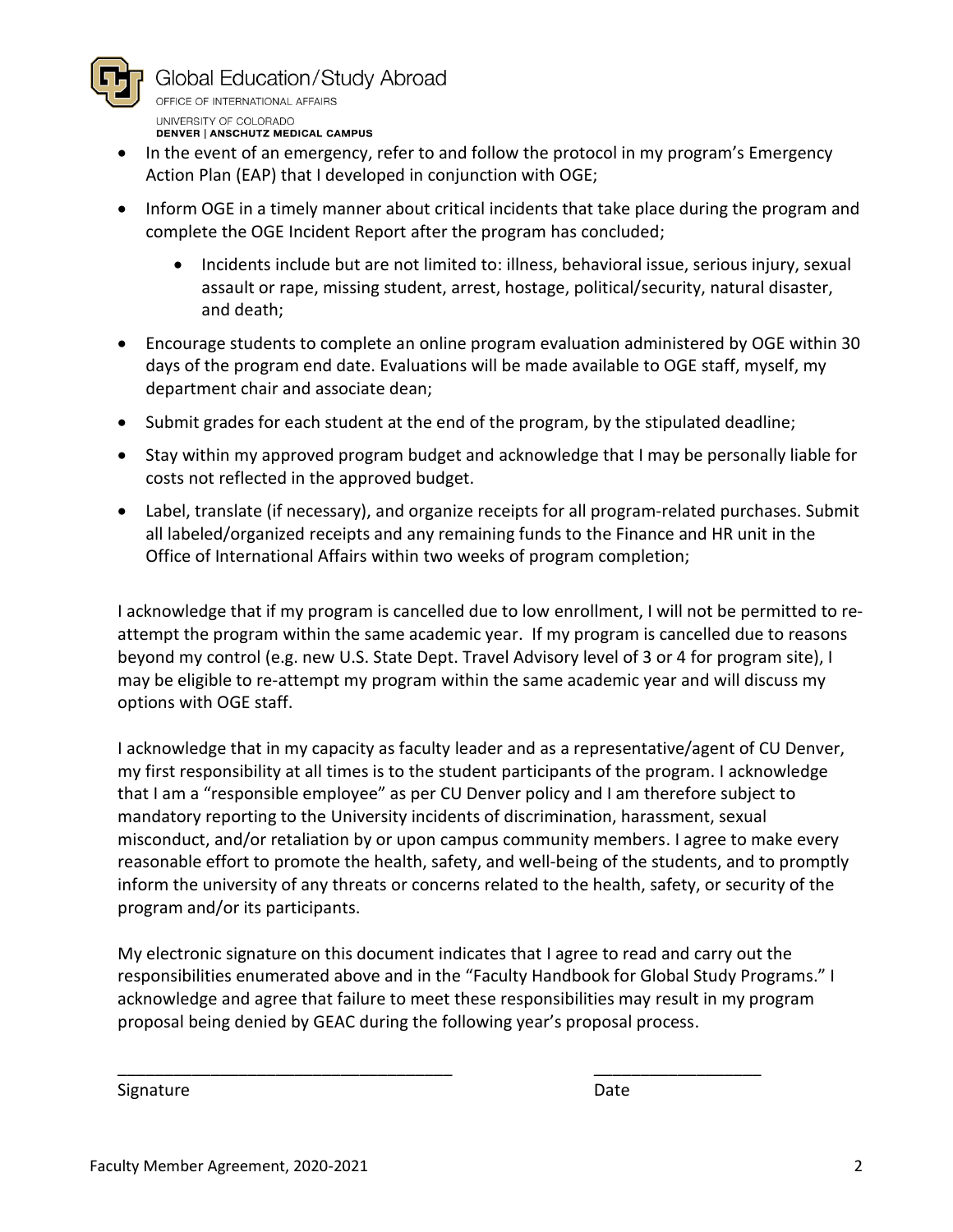- In the event of an emergency, refer to and follow the protocol in my program's Emergency Action Plan (EAP) that I developed in conjunction with OGE;
- Inform OGE in a timely manner about critical incidents that take place during the program and complete the OGE Incident Report after the program has concluded;
    - Incidents include but are not limited to: illness, behavioral issue, serious injury, sexual assault or rape, missing student, arrest, hostage, political/security, natural disaster, and death;
- Encourage students to complete an online program evaluation administered by OGE within 30 days of the program end date. Evaluations will be made available to OGE staff, myself, my department chair and associate dean;
- Submit grades for each student at the end of the program, by the stipulated deadline;
- Stay within my approved program budget and acknowledge that I may be personally liable for costs not reflected in the approved budget.
- Label, translate (if necessary), and organize receipts for all program-related purchases. Submit all labeled/organized receipts and any remaining funds to the Finance and HR unit in the Office of International Affairs within two weeks of program completion;

I acknowledge that if my program is cancelled due to low enrollment, I will not be permitted to re-attempt the program within the same academic year. If my program is cancelled due to reasons beyond my control (e.g. new U.S. State Dept. Travel Advisory level of 3 or 4 for program site), I may be eligible to re-attempt my program within the same academic year and will discuss my options with OGE staff.

I acknowledge that in my capacity as faculty leader and as a representative/agent of CU Denver, my first responsibility at all times is to the student participants of the program. I acknowledge that I am a "responsible employee" as per CU Denver policy and I am therefore subject to mandatory reporting to the University incidents of discrimination, harassment, sexual misconduct, and/or retaliation by or upon campus community members. I agree to make every reasonable effort to promote the health, safety, and well-being of the students, and to promptly inform the university of any threats or concerns related to the health, safety, or security of the program and/or its participants.

My electronic signature on this document indicates that I agree to read and carry out the responsibilities enumerated above and in the "Faculty Handbook for Global Study Programs." I acknowledge and agree that failure to meet these responsibilities may result in my program proposal being denied by GEAC during the following year's proposal process.

\_\_\_\_\_\_\_\_\_\_\_\_\_\_\_\_\_\_\_\_\_\_\_\_\_\_\_\_\_\_\_\_\_\_\_\_ \_\_\_\_\_\_\_\_\_\_\_\_\_\_\_\_\_\_\_\_

Signature Date